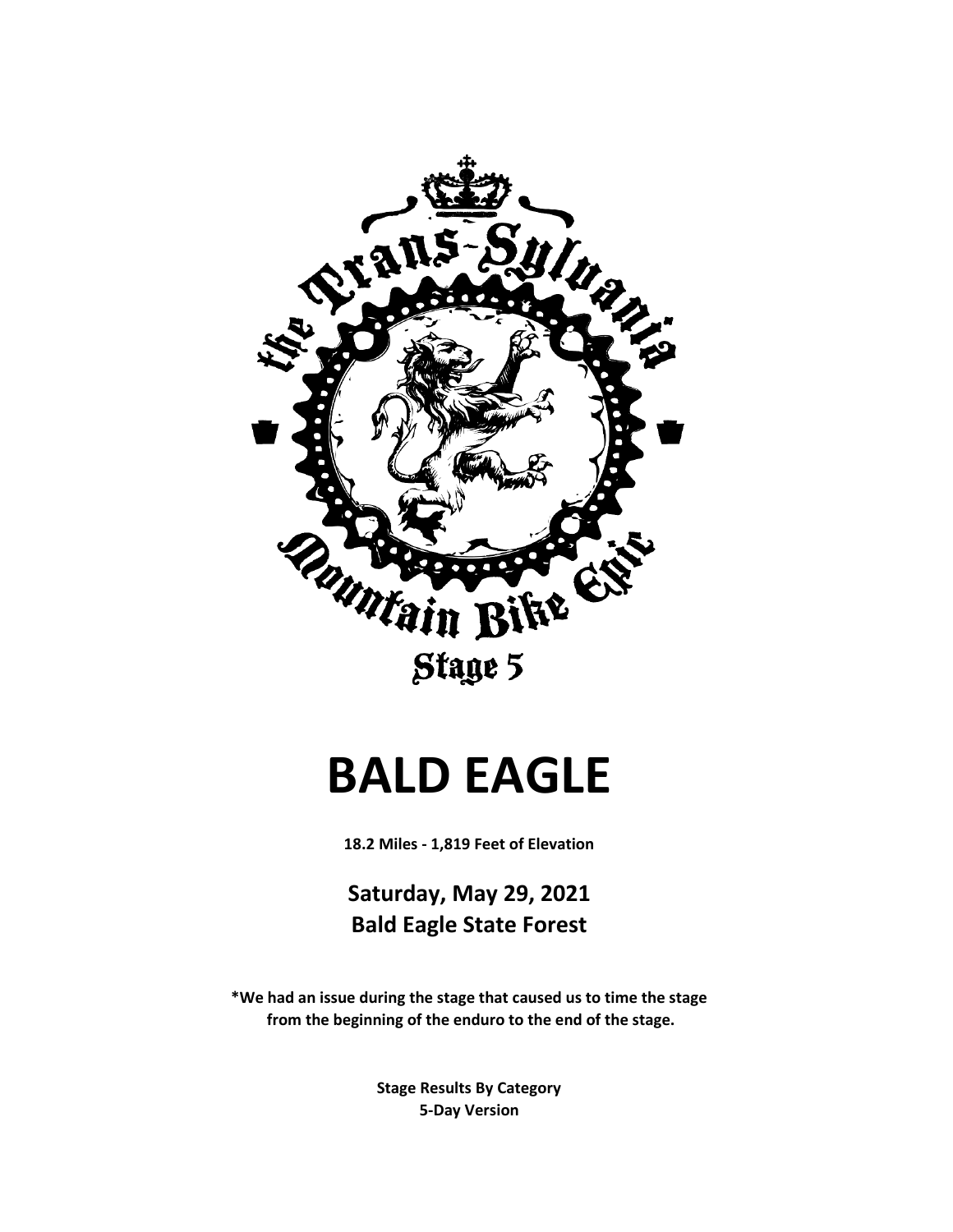the Trans-Sylvania Mountain Bike Epic

Stage 5

# BALD EAGLE

**18.2 Miles - 1,819 Feet of Elevation**

## Saturday, May 29, 2021
## Bald Eagle State Forest

**\*We had an issue during the stage that caused us to time the stage from the beginning of the enduro to the end of the stage.**

**Stage Results By Category**
**5-Day Version**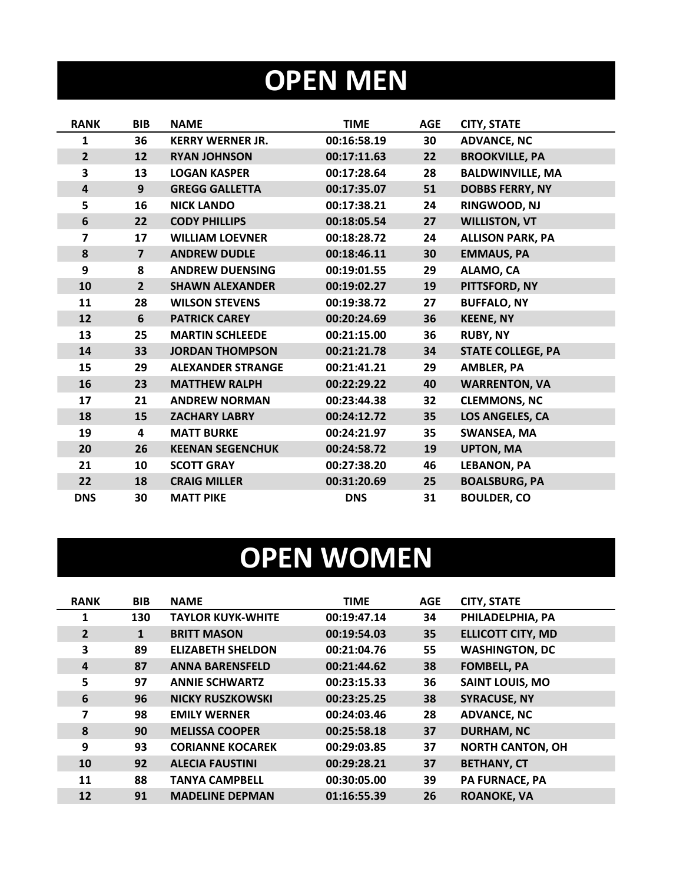# OPEN MEN

| RANK | BIB | NAME | TIME | AGE | CITY, STATE |
|---|---|---|---|---|---|
| 1 | 36 | KERRY WERNER JR. | 00:16:58.19 | 30 | ADVANCE, NC |
| 2 | 12 | RYAN JOHNSON | 00:17:11.63 | 22 | BROOKVILLE, PA |
| 3 | 13 | LOGAN KASPER | 00:17:28.64 | 28 | BALDWINVILLE, MA |
| 4 | 9 | GREGG GALLETTA | 00:17:35.07 | 51 | DOBBS FERRY, NY |
| 5 | 16 | NICK LANDO | 00:17:38.21 | 24 | RINGWOOD, NJ |
| 6 | 22 | CODY PHILLIPS | 00:18:05.54 | 27 | WILLISTON, VT |
| 7 | 17 | WILLIAM LOEVNER | 00:18:28.72 | 24 | ALLISON PARK, PA |
| 8 | 7 | ANDREW DUDLE | 00:18:46.11 | 30 | EMMAUS, PA |
| 9 | 8 | ANDREW DUENSING | 00:19:01.55 | 29 | ALAMO, CA |
| 10 | 2 | SHAWN ALEXANDER | 00:19:02.27 | 19 | PITTSFORD, NY |
| 11 | 28 | WILSON STEVENS | 00:19:38.72 | 27 | BUFFALO, NY |
| 12 | 6 | PATRICK CAREY | 00:20:24.69 | 36 | KEENE, NY |
| 13 | 25 | MARTIN SCHLEEDE | 00:21:15.00 | 36 | RUBY, NY |
| 14 | 33 | JORDAN THOMPSON | 00:21:21.78 | 34 | STATE COLLEGE, PA |
| 15 | 29 | ALEXANDER STRANGE | 00:21:41.21 | 29 | AMBLER, PA |
| 16 | 23 | MATTHEW RALPH | 00:22:29.22 | 40 | WARRENTON, VA |
| 17 | 21 | ANDREW NORMAN | 00:23:44.38 | 32 | CLEMMONS, NC |
| 18 | 15 | ZACHARY LABRY | 00:24:12.72 | 35 | LOS ANGELES, CA |
| 19 | 4 | MATT BURKE | 00:24:21.97 | 35 | SWANSEA, MA |
| 20 | 26 | KEENAN SEGENCHUK | 00:24:58.72 | 19 | UPTON, MA |
| 21 | 10 | SCOTT GRAY | 00:27:38.20 | 46 | LEBANON, PA |
| 22 | 18 | CRAIG MILLER | 00:31:20.69 | 25 | BOALSBURG, PA |
| DNS | 30 | MATT PIKE | DNS | 31 | BOULDER, CO |

# OPEN WOMEN

| RANK | BIB | NAME | TIME | AGE | CITY, STATE |
|---|---|---|---|---|---|
| 1 | 130 | TAYLOR KUYK-WHITE | 00:19:47.14 | 34 | PHILADELPHIA, PA |
| 2 | 1 | BRITT MASON | 00:19:54.03 | 35 | ELLICOTT CITY, MD |
| 3 | 89 | ELIZABETH SHELDON | 00:21:04.76 | 55 | WASHINGTON, DC |
| 4 | 87 | ANNA BARENSFELD | 00:21:44.62 | 38 | FOMBELL, PA |
| 5 | 97 | ANNIE SCHWARTZ | 00:23:15.33 | 36 | SAINT LOUIS, MO |
| 6 | 96 | NICKY RUSZKOWSKI | 00:23:25.25 | 38 | SYRACUSE, NY |
| 7 | 98 | EMILY WERNER | 00:24:03.46 | 28 | ADVANCE, NC |
| 8 | 90 | MELISSA COOPER | 00:25:58.18 | 37 | DURHAM, NC |
| 9 | 93 | CORIANNE KOCAREK | 00:29:03.85 | 37 | NORTH CANTON, OH |
| 10 | 92 | ALECIA FAUSTINI | 00:29:28.21 | 37 | BETHANY, CT |
| 11 | 88 | TANYA CAMPBELL | 00:30:05.00 | 39 | PA FURNACE, PA |
| 12 | 91 | MADELINE DEPMAN | 01:16:55.39 | 26 | ROANOKE, VA |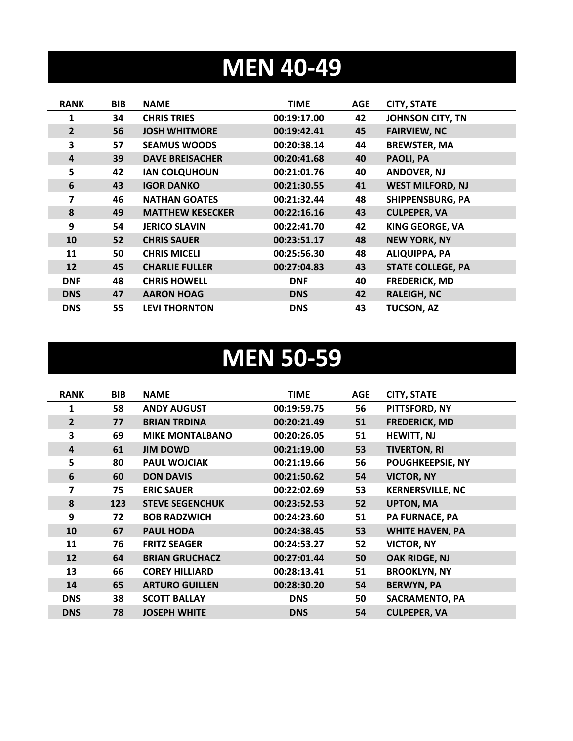# MEN 40-49

| RANK | BIB | NAME | TIME | AGE | CITY, STATE |
|---|---|---|---|---|---|
| 1 | 34 | CHRIS TRIES | 00:19:17.00 | 42 | JOHNSON CITY, TN |
| 2 | 56 | JOSH WHITMORE | 00:19:42.41 | 45 | FAIRVIEW, NC |
| 3 | 57 | SEAMUS WOODS | 00:20:38.14 | 44 | BREWSTER, MA |
| 4 | 39 | DAVE BREISACHER | 00:20:41.68 | 40 | PAOLI, PA |
| 5 | 42 | IAN COLQUHOUN | 00:21:01.76 | 40 | ANDOVER, NJ |
| 6 | 43 | IGOR DANKO | 00:21:30.55 | 41 | WEST MILFORD, NJ |
| 7 | 46 | NATHAN GOATES | 00:21:32.44 | 48 | SHIPPENSBURG, PA |
| 8 | 49 | MATTHEW KESECKER | 00:22:16.16 | 43 | CULPEPER, VA |
| 9 | 54 | JERICO SLAVIN | 00:22:41.70 | 42 | KING GEORGE, VA |
| 10 | 52 | CHRIS SAUER | 00:23:51.17 | 48 | NEW YORK, NY |
| 11 | 50 | CHRIS MICELI | 00:25:56.30 | 48 | ALIQUIPPA, PA |
| 12 | 45 | CHARLIE FULLER | 00:27:04.83 | 43 | STATE COLLEGE, PA |
| DNF | 48 | CHRIS HOWELL | DNF | 40 | FREDERICK, MD |
| DNS | 47 | AARON HOAG | DNS | 42 | RALEIGH, NC |
| DNS | 55 | LEVI THORNTON | DNS | 43 | TUCSON, AZ |

# MEN 50-59

| RANK | BIB | NAME | TIME | AGE | CITY, STATE |
|---|---|---|---|---|---|
| 1 | 58 | ANDY AUGUST | 00:19:59.75 | 56 | PITTSFORD, NY |
| 2 | 77 | BRIAN TRDINA | 00:20:21.49 | 51 | FREDERICK, MD |
| 3 | 69 | MIKE MONTALBANO | 00:20:26.05 | 51 | HEWITT, NJ |
| 4 | 61 | JIM DOWD | 00:21:19.00 | 53 | TIVERTON, RI |
| 5 | 80 | PAUL WOJCIAK | 00:21:19.66 | 56 | POUGHKEEPSIE, NY |
| 6 | 60 | DON DAVIS | 00:21:50.62 | 54 | VICTOR, NY |
| 7 | 75 | ERIC SAUER | 00:22:02.69 | 53 | KERNERSVILLE, NC |
| 8 | 123 | STEVE SEGENCHUK | 00:23:52.53 | 52 | UPTON, MA |
| 9 | 72 | BOB RADZWICH | 00:24:23.60 | 51 | PA FURNACE, PA |
| 10 | 67 | PAUL HODA | 00:24:38.45 | 53 | WHITE HAVEN, PA |
| 11 | 76 | FRITZ SEAGER | 00:24:53.27 | 52 | VICTOR, NY |
| 12 | 64 | BRIAN GRUCHACZ | 00:27:01.44 | 50 | OAK RIDGE, NJ |
| 13 | 66 | COREY HILLIARD | 00:28:13.41 | 51 | BROOKLYN, NY |
| 14 | 65 | ARTURO GUILLEN | 00:28:30.20 | 54 | BERWYN, PA |
| DNS | 38 | SCOTT BALLAY | DNS | 50 | SACRAMENTO, PA |
| DNS | 78 | JOSEPH WHITE | DNS | 54 | CULPEPER, VA |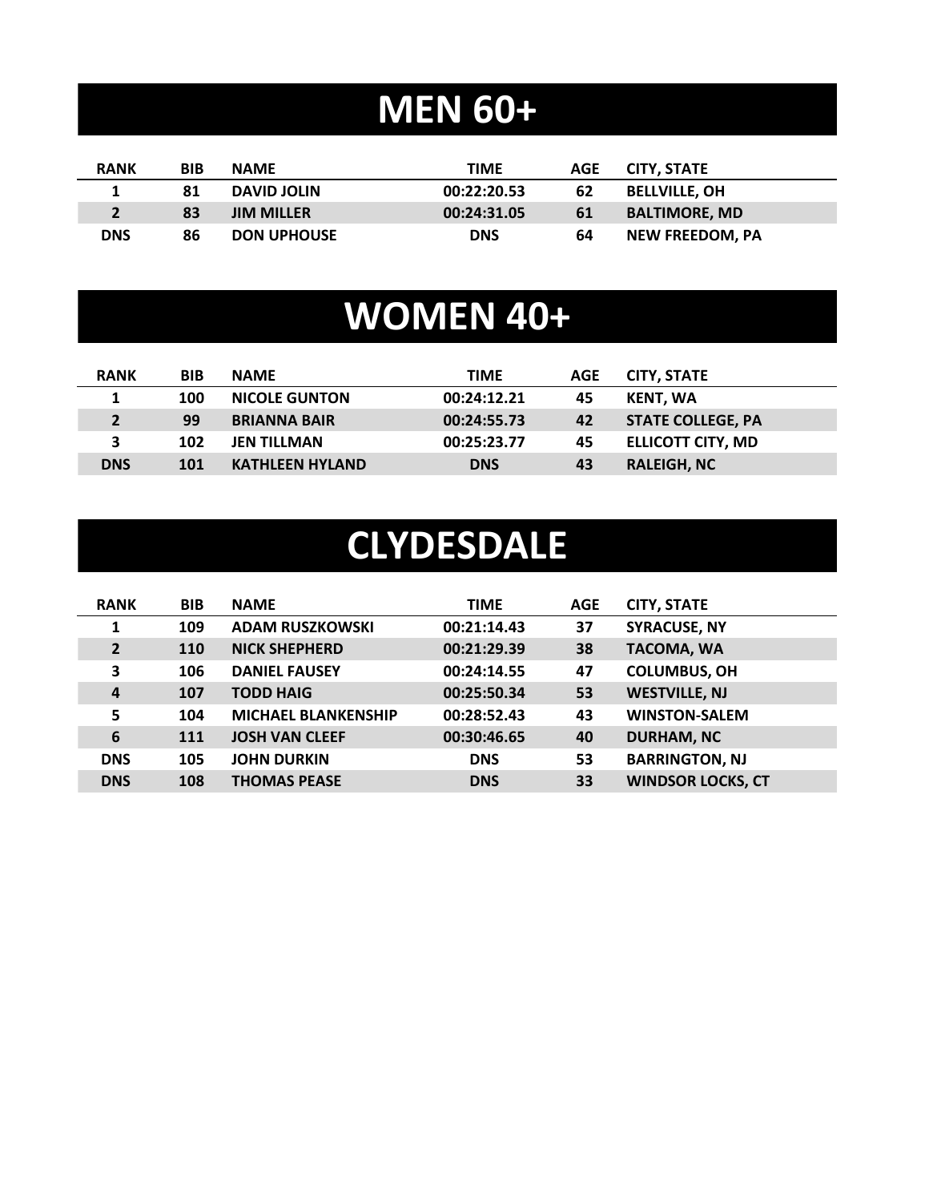# MEN 60+

| RANK | BIB | NAME | TIME | AGE | CITY, STATE |
|---|---|---|---|---|---|
| 1 | 81 | DAVID JOLIN | 00:22:20.53 | 62 | BELLVILLE, OH |
| 2 | 83 | JIM MILLER | 00:24:31.05 | 61 | BALTIMORE, MD |
| DNS | 86 | DON UPHOUSE | DNS | 64 | NEW FREEDOM, PA |

# WOMEN 40+

| RANK | BIB | NAME | TIME | AGE | CITY, STATE |
|---|---|---|---|---|---|
| 1 | 100 | NICOLE GUNTON | 00:24:12.21 | 45 | KENT, WA |
| 2 | 99 | BRIANNA BAIR | 00:24:55.73 | 42 | STATE COLLEGE, PA |
| 3 | 102 | JEN TILLMAN | 00:25:23.77 | 45 | ELLICOTT CITY, MD |
| DNS | 101 | KATHLEEN HYLAND | DNS | 43 | RALEIGH, NC |

# CLYDESDALE

| RANK | BIB | NAME | TIME | AGE | CITY, STATE |
|---|---|---|---|---|---|
| 1 | 109 | ADAM RUSZKOWSKI | 00:21:14.43 | 37 | SYRACUSE, NY |
| 2 | 110 | NICK SHEPHERD | 00:21:29.39 | 38 | TACOMA, WA |
| 3 | 106 | DANIEL FAUSEY | 00:24:14.55 | 47 | COLUMBUS, OH |
| 4 | 107 | TODD HAIG | 00:25:50.34 | 53 | WESTVILLE, NJ |
| 5 | 104 | MICHAEL BLANKENSHIP | 00:28:52.43 | 43 | WINSTON-SALEM |
| 6 | 111 | JOSH VAN CLEEF | 00:30:46.65 | 40 | DURHAM, NC |
| DNS | 105 | JOHN DURKIN | DNS | 53 | BARRINGTON, NJ |
| DNS | 108 | THOMAS PEASE | DNS | 33 | WINDSOR LOCKS, CT |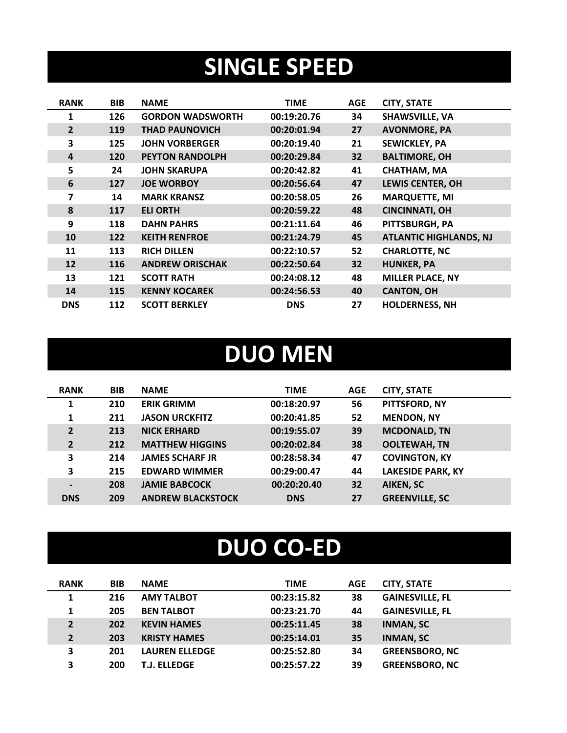# SINGLE SPEED

| RANK | BIB | NAME | TIME | AGE | CITY, STATE |
|---|---|---|---|---|---|
| 1 | 126 | GORDON WADSWORTH | 00:19:20.76 | 34 | SHAWSVILLE, VA |
| 2 | 119 | THAD PAUNOVICH | 00:20:01.94 | 27 | AVONMORE, PA |
| 3 | 125 | JOHN VORBERGER | 00:20:19.40 | 21 | SEWICKLEY, PA |
| 4 | 120 | PEYTON RANDOLPH | 00:20:29.84 | 32 | BALTIMORE, OH |
| 5 | 24 | JOHN SKARUPA | 00:20:42.82 | 41 | CHATHAM, MA |
| 6 | 127 | JOE WORBOY | 00:20:56.64 | 47 | LEWIS CENTER, OH |
| 7 | 14 | MARK KRANSZ | 00:20:58.05 | 26 | MARQUETTE, MI |
| 8 | 117 | ELI ORTH | 00:20:59.22 | 48 | CINCINNATI, OH |
| 9 | 118 | DAHN PAHRS | 00:21:11.64 | 46 | PITTSBURGH, PA |
| 10 | 122 | KEITH RENFROE | 00:21:24.79 | 45 | ATLANTIC HIGHLANDS, NJ |
| 11 | 113 | RICH DILLEN | 00:22:10.57 | 52 | CHARLOTTE, NC |
| 12 | 116 | ANDREW ORISCHAK | 00:22:50.64 | 32 | HUNKER, PA |
| 13 | 121 | SCOTT RATH | 00:24:08.12 | 48 | MILLER PLACE, NY |
| 14 | 115 | KENNY KOCAREK | 00:24:56.53 | 40 | CANTON, OH |
| DNS | 112 | SCOTT BERKLEY | DNS | 27 | HOLDERNESS, NH |

# DUO MEN

| RANK | BIB | NAME | TIME | AGE | CITY, STATE |
|---|---|---|---|---|---|
| 1 | 210 | ERIK GRIMM | 00:18:20.97 | 56 | PITTSFORD, NY |
| 1 | 211 | JASON URCKFITZ | 00:20:41.85 | 52 | MENDON, NY |
| 2 | 213 | NICK ERHARD | 00:19:55.07 | 39 | MCDONALD, TN |
| 2 | 212 | MATTHEW HIGGINS | 00:20:02.84 | 38 | OOLTEWAH, TN |
| 3 | 214 | JAMES SCHARF JR | 00:28:58.34 | 47 | COVINGTON, KY |
| 3 | 215 | EDWARD WIMMER | 00:29:00.47 | 44 | LAKESIDE PARK, KY |
| - | 208 | JAMIE BABCOCK | 00:20:20.40 | 32 | AIKEN, SC |
| DNS | 209 | ANDREW BLACKSTOCK | DNS | 27 | GREENVILLE, SC |

# DUO CO-ED

| RANK | BIB | NAME | TIME | AGE | CITY, STATE |
|---|---|---|---|---|---|
| 1 | 216 | AMY TALBOT | 00:23:15.82 | 38 | GAINESVILLE, FL |
| 1 | 205 | BEN TALBOT | 00:23:21.70 | 44 | GAINESVILLE, FL |
| 2 | 202 | KEVIN HAMES | 00:25:11.45 | 38 | INMAN, SC |
| 2 | 203 | KRISTY HAMES | 00:25:14.01 | 35 | INMAN, SC |
| 3 | 201 | LAUREN ELLEDGE | 00:25:52.80 | 34 | GREENSBORO, NC |
| 3 | 200 | T.J. ELLEDGE | 00:25:57.22 | 39 | GREENSBORO, NC |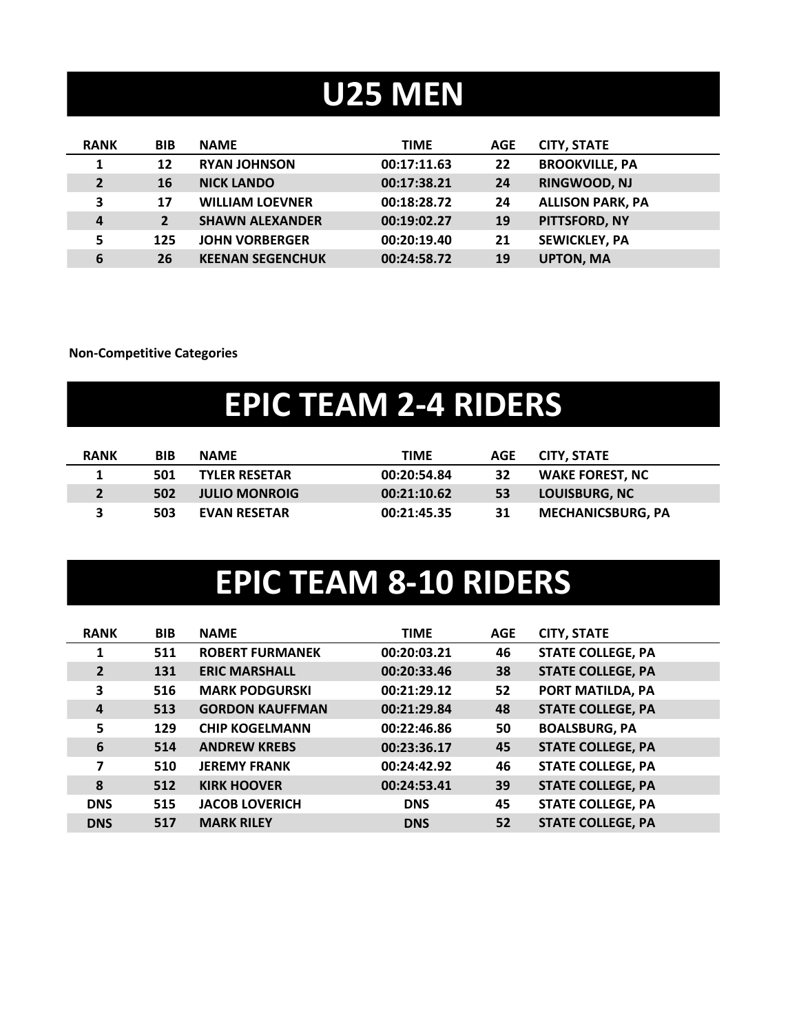# U25 MEN

| RANK | BIB | NAME | TIME | AGE | CITY, STATE |
|---|---|---|---|---|---|
| 1 | 12 | RYAN JOHNSON | 00:17:11.63 | 22 | BROOKVILLE, PA |
| 2 | 16 | NICK LANDO | 00:17:38.21 | 24 | RINGWOOD, NJ |
| 3 | 17 | WILLIAM LOEVNER | 00:18:28.72 | 24 | ALLISON PARK, PA |
| 4 | 2 | SHAWN ALEXANDER | 00:19:02.27 | 19 | PITTSFORD, NY |
| 5 | 125 | JOHN VORBERGER | 00:20:19.40 | 21 | SEWICKLEY, PA |
| 6 | 26 | KEENAN SEGENCHUK | 00:24:58.72 | 19 | UPTON, MA |

**Non-Competitive Categories**

# EPIC TEAM 2-4 RIDERS

| RANK | BIB | NAME | TIME | AGE | CITY, STATE |
|---|---|---|---|---|---|
| 1 | 501 | TYLER RESETAR | 00:20:54.84 | 32 | WAKE FOREST, NC |
| 2 | 502 | JULIO MONROIG | 00:21:10.62 | 53 | LOUISBURG, NC |
| 3 | 503 | EVAN RESETAR | 00:21:45.35 | 31 | MECHANICSBURG, PA |

# EPIC TEAM 8-10 RIDERS

| RANK | BIB | NAME | TIME | AGE | CITY, STATE |
|---|---|---|---|---|---|
| 1 | 511 | ROBERT FURMANEK | 00:20:03.21 | 46 | STATE COLLEGE, PA |
| 2 | 131 | ERIC MARSHALL | 00:20:33.46 | 38 | STATE COLLEGE, PA |
| 3 | 516 | MARK PODGURSKI | 00:21:29.12 | 52 | PORT MATILDA, PA |
| 4 | 513 | GORDON KAUFFMAN | 00:21:29.84 | 48 | STATE COLLEGE, PA |
| 5 | 129 | CHIP KOGELMANN | 00:22:46.86 | 50 | BOALSBURG, PA |
| 6 | 514 | ANDREW KREBS | 00:23:36.17 | 45 | STATE COLLEGE, PA |
| 7 | 510 | JEREMY FRANK | 00:24:42.92 | 46 | STATE COLLEGE, PA |
| 8 | 512 | KIRK HOOVER | 00:24:53.41 | 39 | STATE COLLEGE, PA |
| DNS | 515 | JACOB LOVERICH | DNS | 45 | STATE COLLEGE, PA |
| DNS | 517 | MARK RILEY | DNS | 52 | STATE COLLEGE, PA |